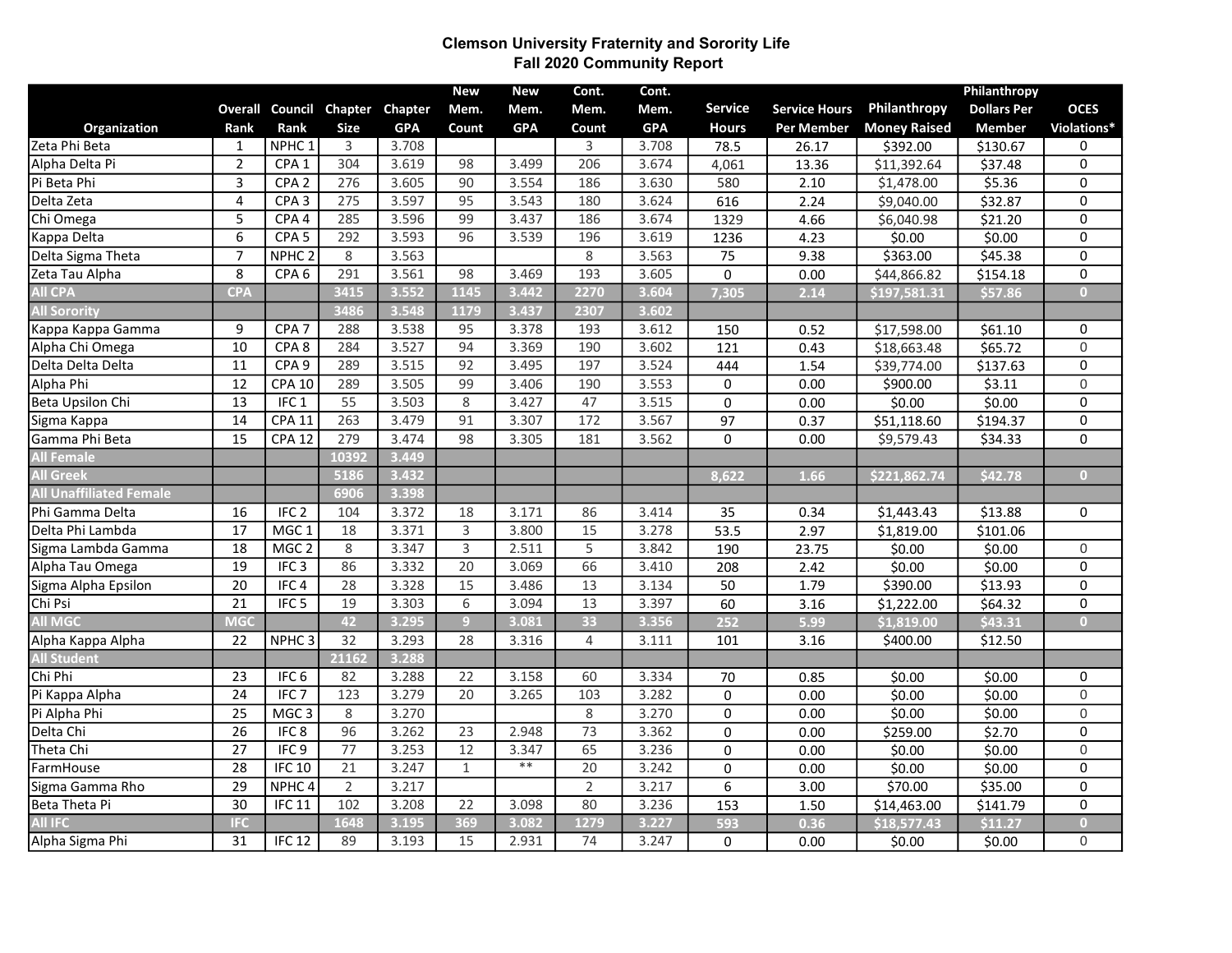# Clemson University Fraternity and Sorority Life
## Fall 2020 Community Report

| Organization | Overall Rank | Council Rank | Chapter Size | Chapter GPA | New Mem. Count | New Mem. GPA | Cont. Mem. Count | Cont. Mem. GPA | Service Hours | Service Hours Per Member | Philanthropy Money Raised | Philanthropy Dollars Per Member | OCES Violations* |
|---|---|---|---|---|---|---|---|---|---|---|---|---|---|
| Zeta Phi Beta | 1 | NPHC 1 | 3 | 3.708 | | | 3 | 3.708 | 78.5 | 26.17 | $392.00 | $130.67 | 0 |
| Alpha Delta Pi | 2 | CPA 1 | 304 | 3.619 | 98 | 3.499 | 206 | 3.674 | 4,061 | 13.36 | $11,392.64 | $37.48 | 0 |
| Pi Beta Phi | 3 | CPA 2 | 276 | 3.605 | 90 | 3.554 | 186 | 3.630 | 580 | 2.10 | $1,478.00 | $5.36 | 0 |
| Delta Zeta | 4 | CPA 3 | 275 | 3.597 | 95 | 3.543 | 180 | 3.624 | 616 | 2.24 | $9,040.00 | $32.87 | 0 |
| Chi Omega | 5 | CPA 4 | 285 | 3.596 | 99 | 3.437 | 186 | 3.674 | 1329 | 4.66 | $6,040.98 | $21.20 | 0 |
| Kappa Delta | 6 | CPA 5 | 292 | 3.593 | 96 | 3.539 | 196 | 3.619 | 1236 | 4.23 | $0.00 | $0.00 | 0 |
| Delta Sigma Theta | 7 | NPHC 2 | 8 | 3.563 | | | 8 | 3.563 | 75 | 9.38 | $363.00 | $45.38 | 0 |
| Zeta Tau Alpha | 8 | CPA 6 | 291 | 3.561 | 98 | 3.469 | 193 | 3.605 | 0 | 0.00 | $44,866.82 | $154.18 | 0 |
| **All CPA** | **CPA** | | **3415** | **3.552** | **1145** | **3.442** | **2270** | **3.604** | **7,305** | **2.14** | **$197,581.31** | **$57.86** | **0** |
| **All Sorority** | | | **3486** | **3.548** | **1179** | **3.437** | **2307** | **3.602** | | | | | |
| Kappa Kappa Gamma | 9 | CPA 7 | 288 | 3.538 | 95 | 3.378 | 193 | 3.612 | 150 | 0.52 | $17,598.00 | $61.10 | 0 |
| Alpha Chi Omega | 10 | CPA 8 | 284 | 3.527 | 94 | 3.369 | 190 | 3.602 | 121 | 0.43 | $18,663.48 | $65.72 | 0 |
| Delta Delta Delta | 11 | CPA 9 | 289 | 3.515 | 92 | 3.495 | 197 | 3.524 | 444 | 1.54 | $39,774.00 | $137.63 | 0 |
| Alpha Phi | 12 | CPA 10 | 289 | 3.505 | 99 | 3.406 | 190 | 3.553 | 0 | 0.00 | $900.00 | $3.11 | 0 |
| Beta Upsilon Chi | 13 | IFC 1 | 55 | 3.503 | 8 | 3.427 | 47 | 3.515 | 0 | 0.00 | $0.00 | $0.00 | 0 |
| Sigma Kappa | 14 | CPA 11 | 263 | 3.479 | 91 | 3.307 | 172 | 3.567 | 97 | 0.37 | $51,118.60 | $194.37 | 0 |
| Gamma Phi Beta | 15 | CPA 12 | 279 | 3.474 | 98 | 3.305 | 181 | 3.562 | 0 | 0.00 | $9,579.43 | $34.33 | 0 |
| **All Female** | | | **10392** | **3.449** | | | | | | | | | |
| **All Greek** | | | **5186** | **3.432** | | | | | **8,622** | **1.66** | **$221,862.74** | **$42.78** | **0** |
| **All Unaffiliated Female** | | | **6906** | **3.398** | | | | | | | | | |
| Phi Gamma Delta | 16 | IFC 2 | 104 | 3.372 | 18 | 3.171 | 86 | 3.414 | 35 | 0.34 | $1,443.43 | $13.88 | 0 |
| Delta Phi Lambda | 17 | MGC 1 | 18 | 3.371 | 3 | 3.800 | 15 | 3.278 | 53.5 | 2.97 | $1,819.00 | $101.06 | |
| Sigma Lambda Gamma | 18 | MGC 2 | 8 | 3.347 | 3 | 2.511 | 5 | 3.842 | 190 | 23.75 | $0.00 | $0.00 | 0 |
| Alpha Tau Omega | 19 | IFC 3 | 86 | 3.332 | 20 | 3.069 | 66 | 3.410 | 208 | 2.42 | $0.00 | $0.00 | 0 |
| Sigma Alpha Epsilon | 20 | IFC 4 | 28 | 3.328 | 15 | 3.486 | 13 | 3.134 | 50 | 1.79 | $390.00 | $13.93 | 0 |
| Chi Psi | 21 | IFC 5 | 19 | 3.303 | 6 | 3.094 | 13 | 3.397 | 60 | 3.16 | $1,222.00 | $64.32 | 0 |
| **All MGC** | **MGC** | | **42** | **3.295** | **9** | **3.081** | **33** | **3.356** | **252** | **5.99** | **$1,819.00** | **$43.31** | **0** |
| Alpha Kappa Alpha | 22 | NPHC 3 | 32 | 3.293 | 28 | 3.316 | 4 | 3.111 | 101 | 3.16 | $400.00 | $12.50 | |
| **All Student** | | | **21162** | **3.288** | | | | | | | | | |
| Chi Phi | 23 | IFC 6 | 82 | 3.288 | 22 | 3.158 | 60 | 3.334 | 70 | 0.85 | $0.00 | $0.00 | 0 |
| Pi Kappa Alpha | 24 | IFC 7 | 123 | 3.279 | 20 | 3.265 | 103 | 3.282 | 0 | 0.00 | $0.00 | $0.00 | 0 |
| Pi Alpha Phi | 25 | MGC 3 | 8 | 3.270 | | | 8 | 3.270 | 0 | 0.00 | $0.00 | $0.00 | 0 |
| Delta Chi | 26 | IFC 8 | 96 | 3.262 | 23 | 2.948 | 73 | 3.362 | 0 | 0.00 | $259.00 | $2.70 | 0 |
| Theta Chi | 27 | IFC 9 | 77 | 3.253 | 12 | 3.347 | 65 | 3.236 | 0 | 0.00 | $0.00 | $0.00 | 0 |
| FarmHouse | 28 | IFC 10 | 21 | 3.247 | 1 | ** | 20 | 3.242 | 0 | 0.00 | $0.00 | $0.00 | 0 |
| Sigma Gamma Rho | 29 | NPHC 4 | 2 | 3.217 | | | 2 | 3.217 | 6 | 3.00 | $70.00 | $35.00 | 0 |
| Beta Theta Pi | 30 | IFC 11 | 102 | 3.208 | 22 | 3.098 | 80 | 3.236 | 153 | 1.50 | $14,463.00 | $141.79 | 0 |
| **All IFC** | **IFC** | | **1648** | **3.195** | **369** | **3.082** | **1279** | **3.227** | **593** | **0.36** | **$18,577.43** | **$11.27** | **0** |
| Alpha Sigma Phi | 31 | IFC 12 | 89 | 3.193 | 15 | 2.931 | 74 | 3.247 | 0 | 0.00 | $0.00 | $0.00 | 0 |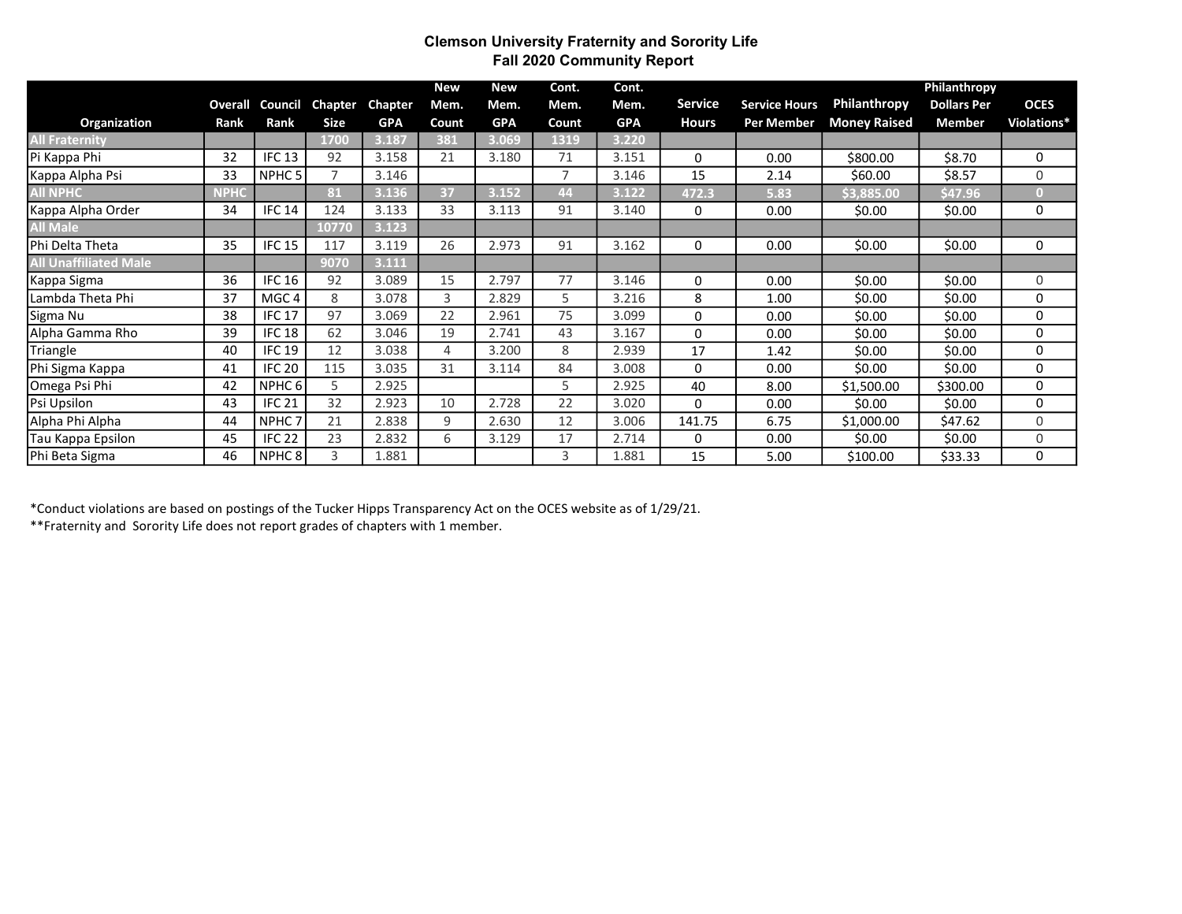# Clemson University Fraternity and Sorority Life
## Fall 2020 Community Report

| Organization | Overall Rank | Council Rank | Chapter Size | Chapter GPA | New Mem. Count | New Mem. GPA | Cont. Mem. Count | Cont. Mem. GPA | Service Hours | Service Hours Per Member | Philanthropy Money Raised | Philanthropy Dollars Per Member | OCES Violations* |
|---|---|---|---|---|---|---|---|---|---|---|---|---|---|
| All Fraternity | | | 1700 | 3.187 | 381 | 3.069 | 1319 | 3.220 | | | | | |
| Pi Kappa Phi | 32 | IFC 13 | 92 | 3.158 | 21 | 3.180 | 71 | 3.151 | 0 | 0.00 | $800.00 | $8.70 | 0 |
| Kappa Alpha Psi | 33 | NPHC 5 | 7 | 3.146 | | | 7 | 3.146 | 15 | 2.14 | $60.00 | $8.57 | 0 |
| All NPHC | NPHC | | 81 | 3.136 | 37 | 3.152 | 44 | 3.122 | 472.3 | 5.83 | $3,885.00 | $47.96 | 0 |
| Kappa Alpha Order | 34 | IFC 14 | 124 | 3.133 | 33 | 3.113 | 91 | 3.140 | 0 | 0.00 | $0.00 | $0.00 | 0 |
| All Male | | | 10770 | 3.123 | | | | | | | | | |
| Phi Delta Theta | 35 | IFC 15 | 117 | 3.119 | 26 | 2.973 | 91 | 3.162 | 0 | 0.00 | $0.00 | $0.00 | 0 |
| All Unaffiliated Male | | | 9070 | 3.111 | | | | | | | | | |
| Kappa Sigma | 36 | IFC 16 | 92 | 3.089 | 15 | 2.797 | 77 | 3.146 | 0 | 0.00 | $0.00 | $0.00 | 0 |
| Lambda Theta Phi | 37 | MGC 4 | 8 | 3.078 | 3 | 2.829 | 5 | 3.216 | 8 | 1.00 | $0.00 | $0.00 | 0 |
| Sigma Nu | 38 | IFC 17 | 97 | 3.069 | 22 | 2.961 | 75 | 3.099 | 0 | 0.00 | $0.00 | $0.00 | 0 |
| Alpha Gamma Rho | 39 | IFC 18 | 62 | 3.046 | 19 | 2.741 | 43 | 3.167 | 0 | 0.00 | $0.00 | $0.00 | 0 |
| Triangle | 40 | IFC 19 | 12 | 3.038 | 4 | 3.200 | 8 | 2.939 | 17 | 1.42 | $0.00 | $0.00 | 0 |
| Phi Sigma Kappa | 41 | IFC 20 | 115 | 3.035 | 31 | 3.114 | 84 | 3.008 | 0 | 0.00 | $0.00 | $0.00 | 0 |
| Omega Psi Phi | 42 | NPHC 6 | 5 | 2.925 | | | 5 | 2.925 | 40 | 8.00 | $1,500.00 | $300.00 | 0 |
| Psi Upsilon | 43 | IFC 21 | 32 | 2.923 | 10 | 2.728 | 22 | 3.020 | 0 | 0.00 | $0.00 | $0.00 | 0 |
| Alpha Phi Alpha | 44 | NPHC 7 | 21 | 2.838 | 9 | 2.630 | 12 | 3.006 | 141.75 | 6.75 | $1,000.00 | $47.62 | 0 |
| Tau Kappa Epsilon | 45 | IFC 22 | 23 | 2.832 | 6 | 3.129 | 17 | 2.714 | 0 | 0.00 | $0.00 | $0.00 | 0 |
| Phi Beta Sigma | 46 | NPHC 8 | 3 | 1.881 | | | 3 | 1.881 | 15 | 5.00 | $100.00 | $33.33 | 0 |

*Conduct violations are based on postings of the Tucker Hipps Transparency Act on the OCES website as of 1/29/21.

**Fraternity and Sorority Life does not report grades of chapters with 1 member.